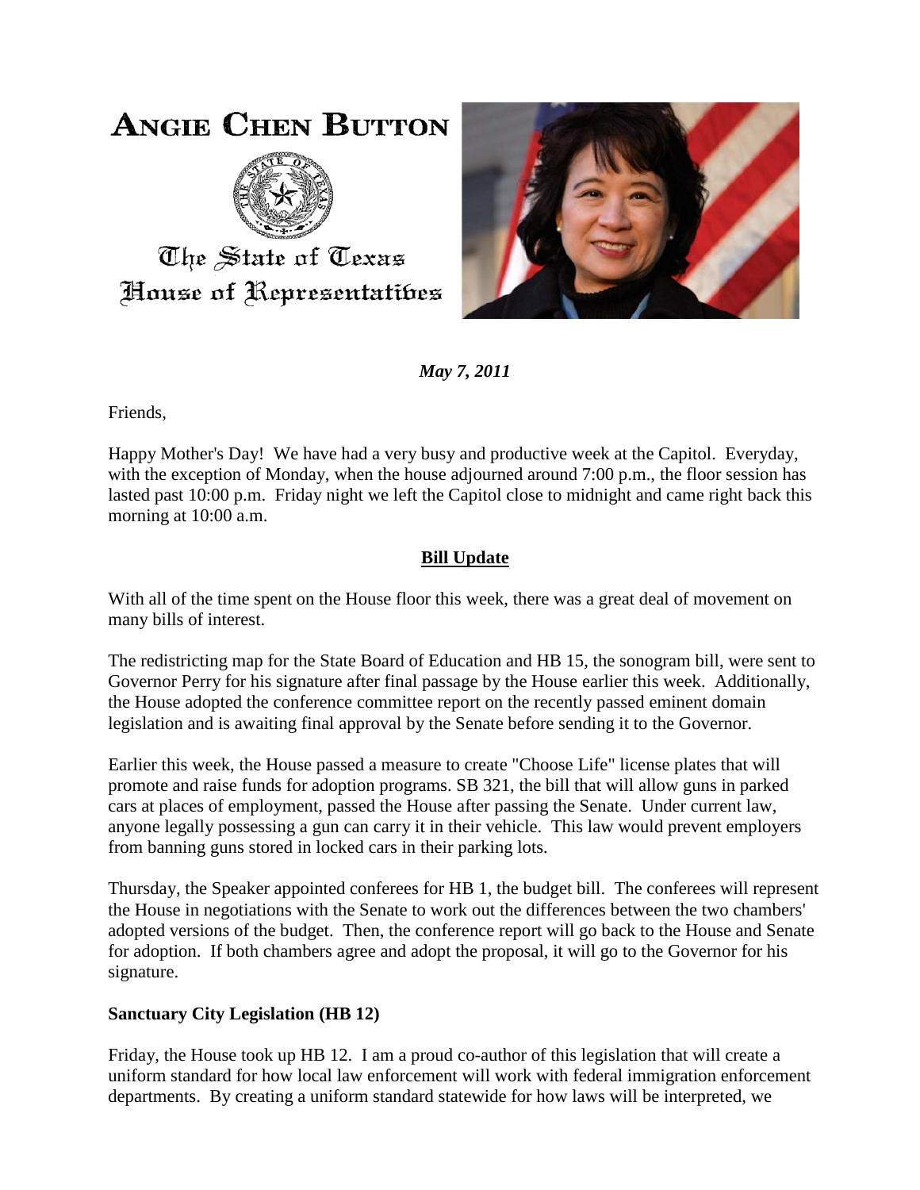# ANGIE CHEN BUTTON

The State of Texas
House of Representatives

***May 7, 2011***

Friends,

Happy Mother's Day! We have had a very busy and productive week at the Capitol. Everyday, with the exception of Monday, when the house adjourned around 7:00 p.m., the floor session has lasted past 10:00 p.m. Friday night we left the Capitol close to midnight and came right back this morning at 10:00 a.m.

## Bill Update

With all of the time spent on the House floor this week, there was a great deal of movement on many bills of interest.

The redistricting map for the State Board of Education and HB 15, the sonogram bill, were sent to Governor Perry for his signature after final passage by the House earlier this week. Additionally, the House adopted the conference committee report on the recently passed eminent domain legislation and is awaiting final approval by the Senate before sending it to the Governor.

Earlier this week, the House passed a measure to create "Choose Life" license plates that will promote and raise funds for adoption programs. SB 321, the bill that will allow guns in parked cars at places of employment, passed the House after passing the Senate. Under current law, anyone legally possessing a gun can carry it in their vehicle. This law would prevent employers from banning guns stored in locked cars in their parking lots.

Thursday, the Speaker appointed conferees for HB 1, the budget bill. The conferees will represent the House in negotiations with the Senate to work out the differences between the two chambers' adopted versions of the budget. Then, the conference report will go back to the House and Senate for adoption. If both chambers agree and adopt the proposal, it will go to the Governor for his signature.

### Sanctuary City Legislation (HB 12)

Friday, the House took up HB 12. I am a proud co-author of this legislation that will create a uniform standard for how local law enforcement will work with federal immigration enforcement departments. By creating a uniform standard statewide for how laws will be interpreted, we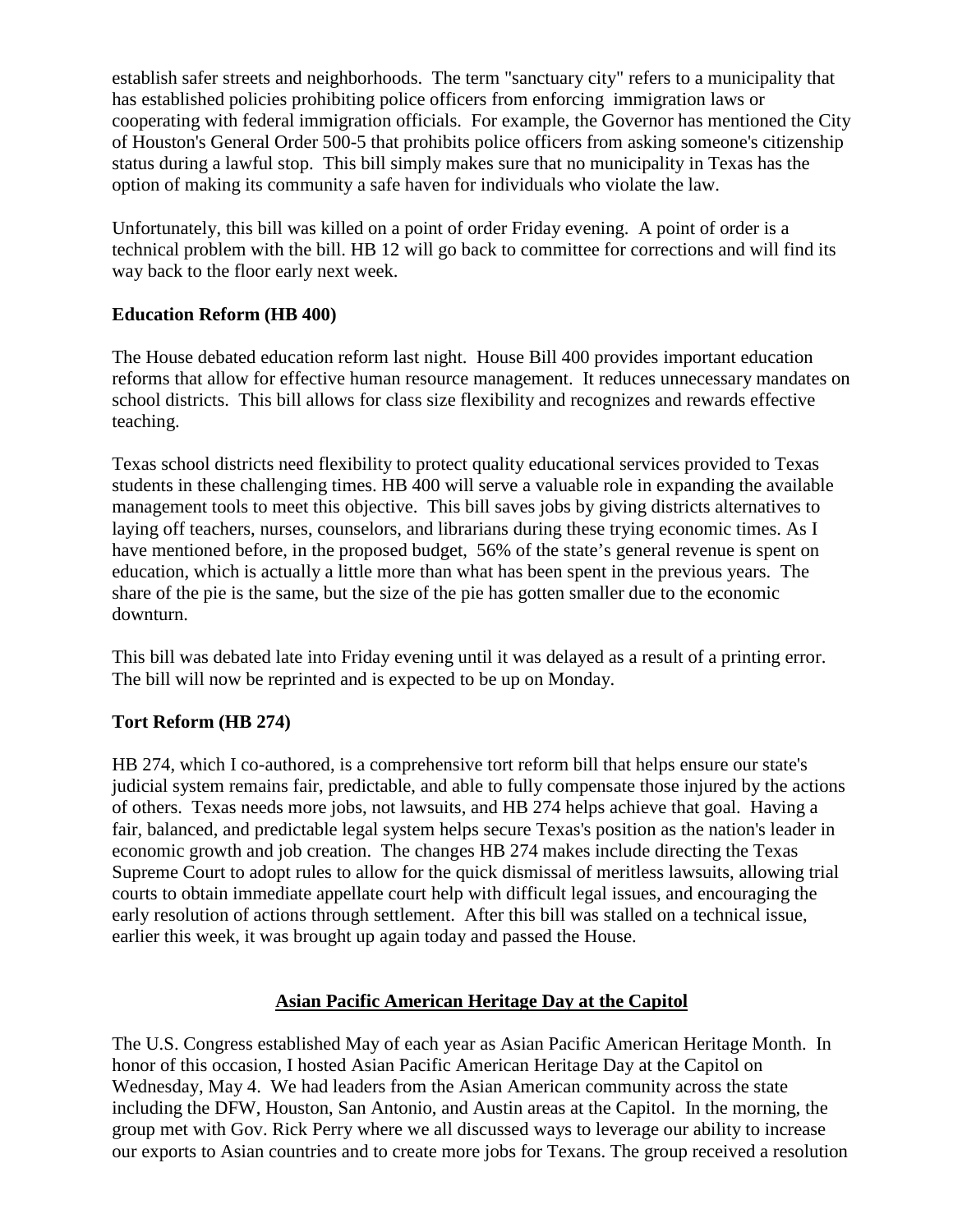establish safer streets and neighborhoods. The term "sanctuary city" refers to a municipality that has established policies prohibiting police officers from enforcing immigration laws or cooperating with federal immigration officials. For example, the Governor has mentioned the City of Houston's General Order 500-5 that prohibits police officers from asking someone's citizenship status during a lawful stop. This bill simply makes sure that no municipality in Texas has the option of making its community a safe haven for individuals who violate the law.

Unfortunately, this bill was killed on a point of order Friday evening. A point of order is a technical problem with the bill. HB 12 will go back to committee for corrections and will find its way back to the floor early next week.

**Education Reform (HB 400)**

The House debated education reform last night. House Bill 400 provides important education reforms that allow for effective human resource management. It reduces unnecessary mandates on school districts. This bill allows for class size flexibility and recognizes and rewards effective teaching.

Texas school districts need flexibility to protect quality educational services provided to Texas students in these challenging times. HB 400 will serve a valuable role in expanding the available management tools to meet this objective. This bill saves jobs by giving districts alternatives to laying off teachers, nurses, counselors, and librarians during these trying economic times. As I have mentioned before, in the proposed budget, 56% of the state's general revenue is spent on education, which is actually a little more than what has been spent in the previous years. The share of the pie is the same, but the size of the pie has gotten smaller due to the economic downturn.

This bill was debated late into Friday evening until it was delayed as a result of a printing error. The bill will now be reprinted and is expected to be up on Monday.

**Tort Reform (HB 274)**

HB 274, which I co-authored, is a comprehensive tort reform bill that helps ensure our state's judicial system remains fair, predictable, and able to fully compensate those injured by the actions of others. Texas needs more jobs, not lawsuits, and HB 274 helps achieve that goal. Having a fair, balanced, and predictable legal system helps secure Texas's position as the nation's leader in economic growth and job creation. The changes HB 274 makes include directing the Texas Supreme Court to adopt rules to allow for the quick dismissal of meritless lawsuits, allowing trial courts to obtain immediate appellate court help with difficult legal issues, and encouraging the early resolution of actions through settlement. After this bill was stalled on a technical issue, earlier this week, it was brought up again today and passed the House.

## Asian Pacific American Heritage Day at the Capitol

The U.S. Congress established May of each year as Asian Pacific American Heritage Month. In honor of this occasion, I hosted Asian Pacific American Heritage Day at the Capitol on Wednesday, May 4. We had leaders from the Asian American community across the state including the DFW, Houston, San Antonio, and Austin areas at the Capitol. In the morning, the group met with Gov. Rick Perry where we all discussed ways to leverage our ability to increase our exports to Asian countries and to create more jobs for Texans. The group received a resolution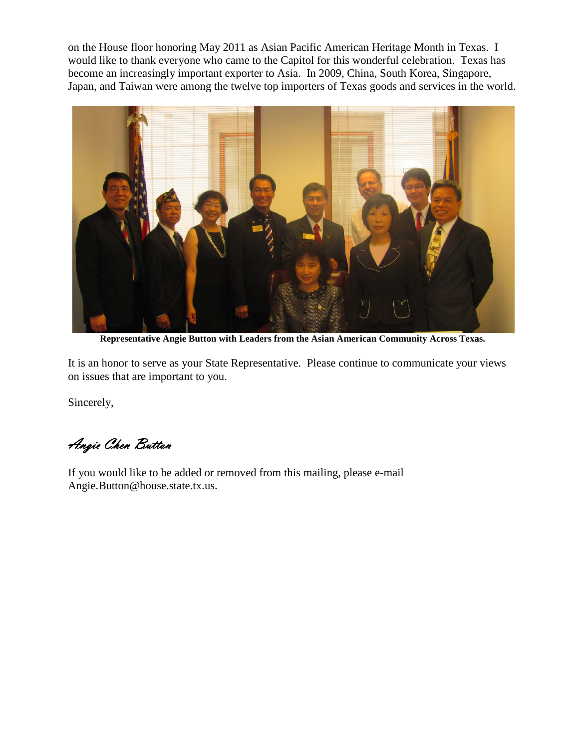on the House floor honoring May 2011 as Asian Pacific American Heritage Month in Texas. I would like to thank everyone who came to the Capitol for this wonderful celebration. Texas has become an increasingly important exporter to Asia. In 2009, China, South Korea, Singapore, Japan, and Taiwan were among the twelve top importers of Texas goods and services in the world.

**Representative Angie Button with Leaders from the Asian American Community Across Texas.**

It is an honor to serve as your State Representative. Please continue to communicate your views on issues that are important to you.

Sincerely,

*Angie Chen Button*

If you would like to be added or removed from this mailing, please e-mail Angie.Button@house.state.tx.us.